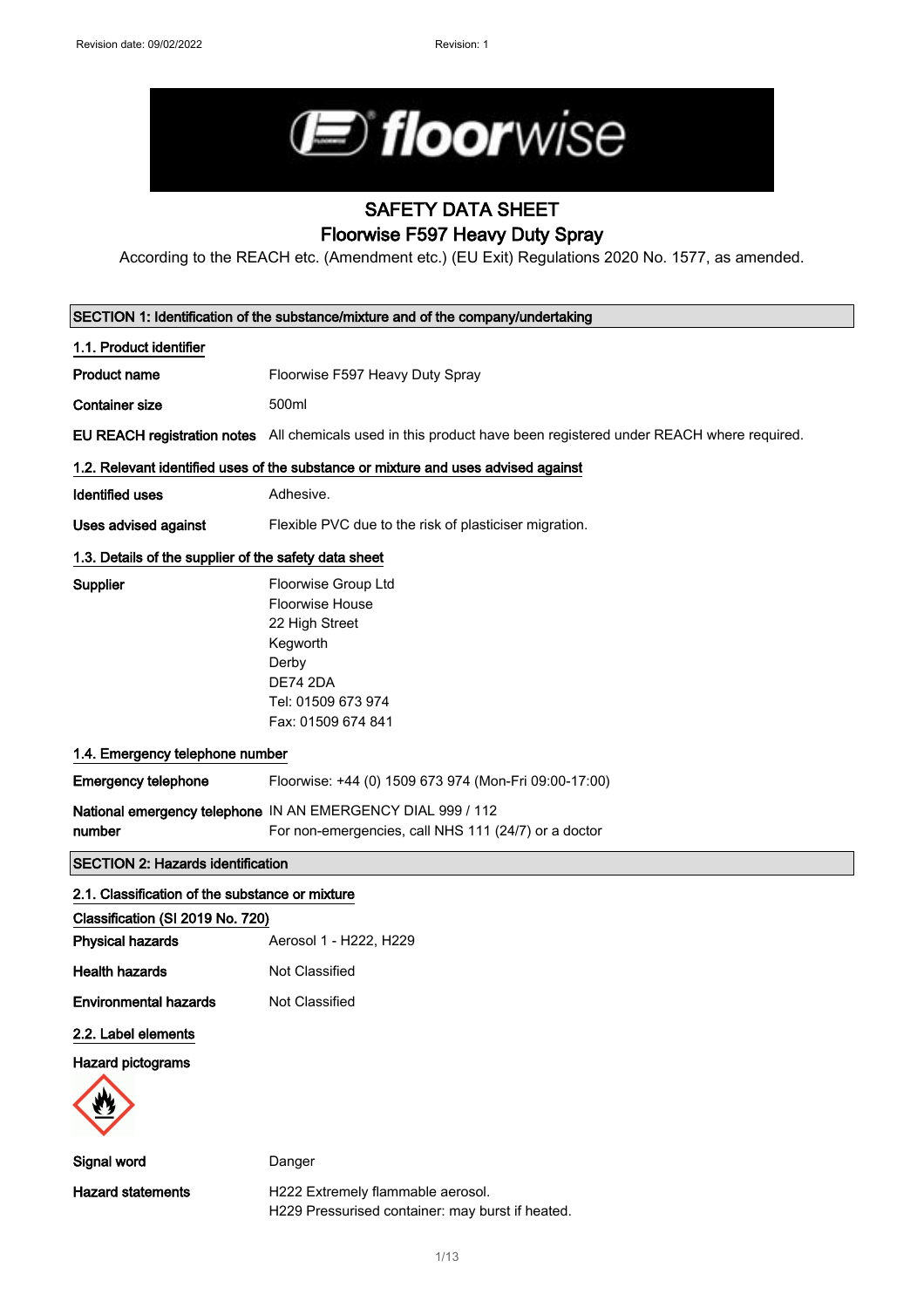Revision date: 09/02/2022 Revision: 1

# SAFETY DATA SHEET

## Floorwise F597 Heavy Duty Spray

According to the REACH etc. (Amendment etc.) (EU Exit) Regulations 2020 No. 1577, as amended.

### SECTION 1: Identification of the substance/mixture and of the company/undertaking

#### 1.1. Product identifier

**Product name** Floorwise F597 Heavy Duty Spray

**Container size** 500ml

**EU REACH registration notes** All chemicals used in this product have been registered under REACH where required.

#### 1.2. Relevant identified uses of the substance or mixture and uses advised against

**Identified uses** Adhesive.

**Uses advised against** Flexible PVC due to the risk of plasticiser migration.

#### 1.3. Details of the supplier of the safety data sheet

**Supplier**
Floorwise Group Ltd
Floorwise House
22 High Street
Kegworth
Derby
DE74 2DA
Tel: 01509 673 974
Fax: 01509 674 841

#### 1.4. Emergency telephone number

**Emergency telephone** Floorwise: +44 (0) 1509 673 974 (Mon-Fri 09:00-17:00)

**National emergency telephone number** IN AN EMERGENCY DIAL 999 / 112
For non-emergencies, call NHS 111 (24/7) or a doctor

### SECTION 2: Hazards identification

#### 2.1. Classification of the substance or mixture

**Classification (SI 2019 No. 720)**

**Physical hazards** Aerosol 1 - H222, H229

**Health hazards** Not Classified

**Environmental hazards** Not Classified

#### 2.2. Label elements

**Hazard pictograms**

**Signal word** Danger

**Hazard statements**
H222 Extremely flammable aerosol.
H229 Pressurised container: may burst if heated.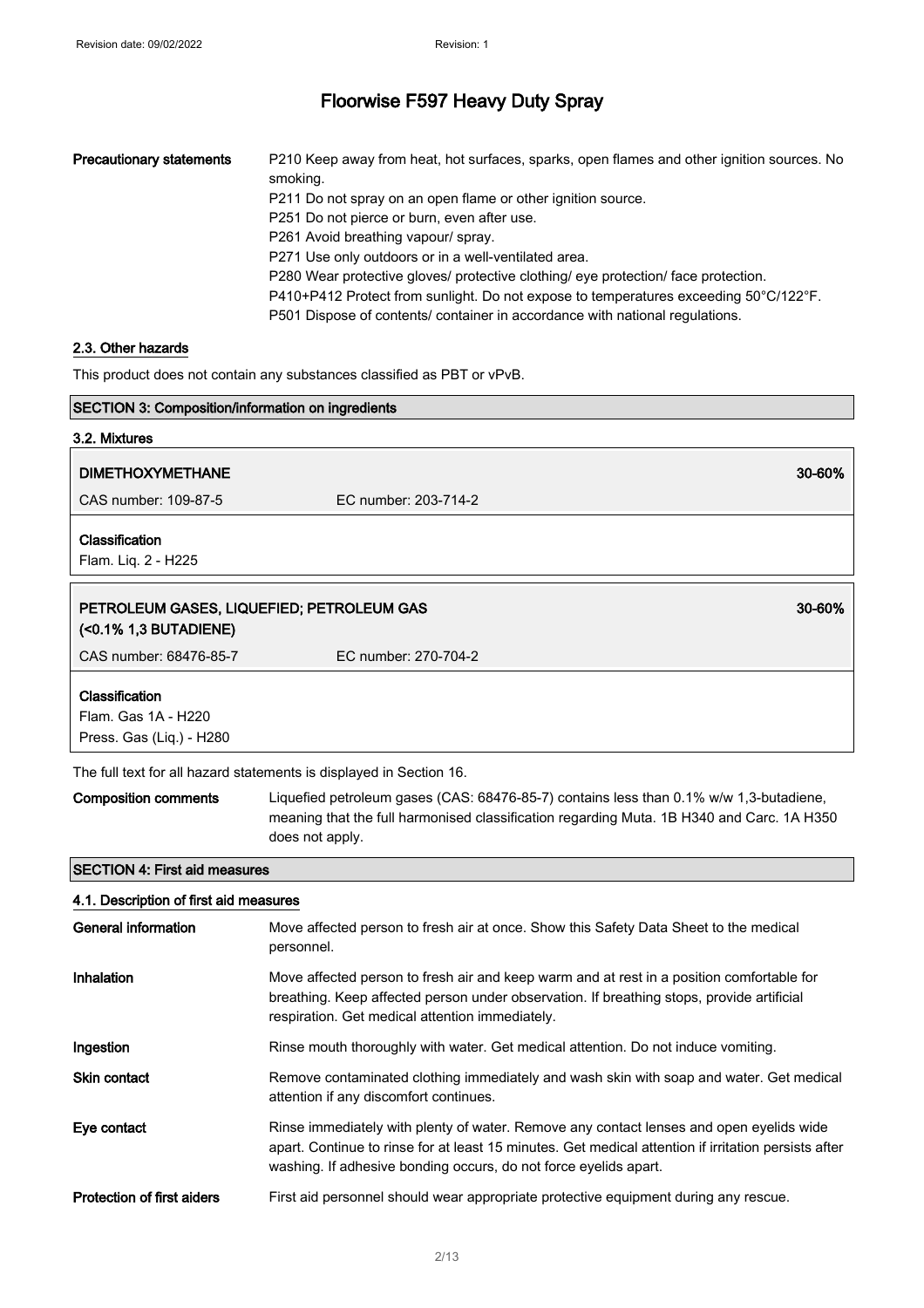| | |
|---|---|
| **Precautionary statements** | P210 Keep away from heat, hot surfaces, sparks, open flames and other ignition sources. No smoking.<br>P211 Do not spray on an open flame or other ignition source.<br>P251 Do not pierce or burn, even after use.<br>P261 Avoid breathing vapour/ spray.<br>P271 Use only outdoors or in a well-ventilated area.<br>P280 Wear protective gloves/ protective clothing/ eye protection/ face protection.<br>P410+P412 Protect from sunlight. Do not expose to temperatures exceeding 50°C/122°F.<br>P501 Dispose of contents/ container in accordance with national regulations. |

### 2.3. Other hazards

This product does not contain any substances classified as PBT or vPvB.

## SECTION 3: Composition/information on ingredients

### 3.2. Mixtures

**DIMETHOXYMETHANE** — 30-60%

CAS number: 109-87-5 EC number: 203-714-2

**Classification**
Flam. Liq. 2 - H225

**PETROLEUM GASES, LIQUEFIED; PETROLEUM GAS (<0.1% 1,3 BUTADIENE)** — 30-60%

CAS number: 68476-85-7 EC number: 270-704-2

**Classification**
Flam. Gas 1A - H220
Press. Gas (Liq.) - H280

The full text for all hazard statements is displayed in Section 16.

| | |
|---|---|
| **Composition comments** | Liquefied petroleum gases (CAS: 68476-85-7) contains less than 0.1% w/w 1,3-butadiene, meaning that the full harmonised classification regarding Muta. 1B H340 and Carc. 1A H350 does not apply. |

## SECTION 4: First aid measures

### 4.1. Description of first aid measures

| | |
|---|---|
| **General information** | Move affected person to fresh air at once. Show this Safety Data Sheet to the medical personnel. |
| **Inhalation** | Move affected person to fresh air and keep warm and at rest in a position comfortable for breathing. Keep affected person under observation. If breathing stops, provide artificial respiration. Get medical attention immediately. |
| **Ingestion** | Rinse mouth thoroughly with water. Get medical attention. Do not induce vomiting. |
| **Skin contact** | Remove contaminated clothing immediately and wash skin with soap and water. Get medical attention if any discomfort continues. |
| **Eye contact** | Rinse immediately with plenty of water. Remove any contact lenses and open eyelids wide apart. Continue to rinse for at least 15 minutes. Get medical attention if irritation persists after washing. If adhesive bonding occurs, do not force eyelids apart. |
| **Protection of first aiders** | First aid personnel should wear appropriate protective equipment during any rescue. |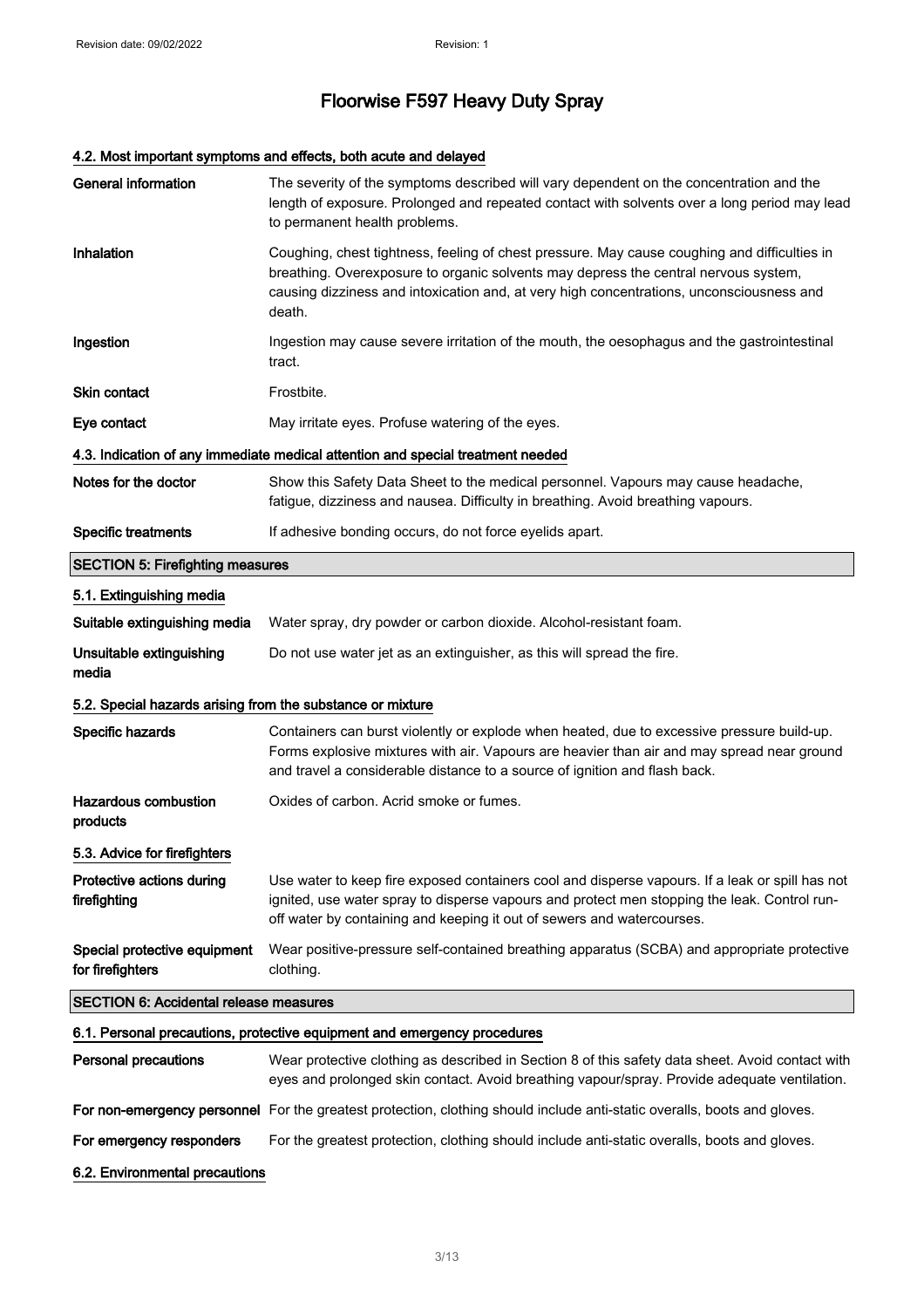# Floorwise F597 Heavy Duty Spray

### 4.2. Most important symptoms and effects, both acute and delayed

| | |
|---|---|
| **General information** | The severity of the symptoms described will vary dependent on the concentration and the length of exposure. Prolonged and repeated contact with solvents over a long period may lead to permanent health problems. |
| **Inhalation** | Coughing, chest tightness, feeling of chest pressure. May cause coughing and difficulties in breathing. Overexposure to organic solvents may depress the central nervous system, causing dizziness and intoxication and, at very high concentrations, unconsciousness and death. |
| **Ingestion** | Ingestion may cause severe irritation of the mouth, the oesophagus and the gastrointestinal tract. |
| **Skin contact** | Frostbite. |
| **Eye contact** | May irritate eyes. Profuse watering of the eyes. |

### 4.3. Indication of any immediate medical attention and special treatment needed

| | |
|---|---|
| **Notes for the doctor** | Show this Safety Data Sheet to the medical personnel. Vapours may cause headache, fatigue, dizziness and nausea. Difficulty in breathing. Avoid breathing vapours. |
| **Specific treatments** | If adhesive bonding occurs, do not force eyelids apart. |

## SECTION 5: Firefighting measures

### 5.1. Extinguishing media

| | |
|---|---|
| **Suitable extinguishing media** | Water spray, dry powder or carbon dioxide. Alcohol-resistant foam. |
| **Unsuitable extinguishing media** | Do not use water jet as an extinguisher, as this will spread the fire. |

### 5.2. Special hazards arising from the substance or mixture

| | |
|---|---|
| **Specific hazards** | Containers can burst violently or explode when heated, due to excessive pressure build-up. Forms explosive mixtures with air. Vapours are heavier than air and may spread near ground and travel a considerable distance to a source of ignition and flash back. |
| **Hazardous combustion products** | Oxides of carbon. Acrid smoke or fumes. |

### 5.3. Advice for firefighters

| | |
|---|---|
| **Protective actions during firefighting** | Use water to keep fire exposed containers cool and disperse vapours. If a leak or spill has not ignited, use water spray to disperse vapours and protect men stopping the leak. Control run-off water by containing and keeping it out of sewers and watercourses. |
| **Special protective equipment for firefighters** | Wear positive-pressure self-contained breathing apparatus (SCBA) and appropriate protective clothing. |

## SECTION 6: Accidental release measures

### 6.1. Personal precautions, protective equipment and emergency procedures

| | |
|---|---|
| **Personal precautions** | Wear protective clothing as described in Section 8 of this safety data sheet. Avoid contact with eyes and prolonged skin contact. Avoid breathing vapour/spray. Provide adequate ventilation. |
| **For non-emergency personnel** | For the greatest protection, clothing should include anti-static overalls, boots and gloves. |
| **For emergency responders** | For the greatest protection, clothing should include anti-static overalls, boots and gloves. |

### 6.2. Environmental precautions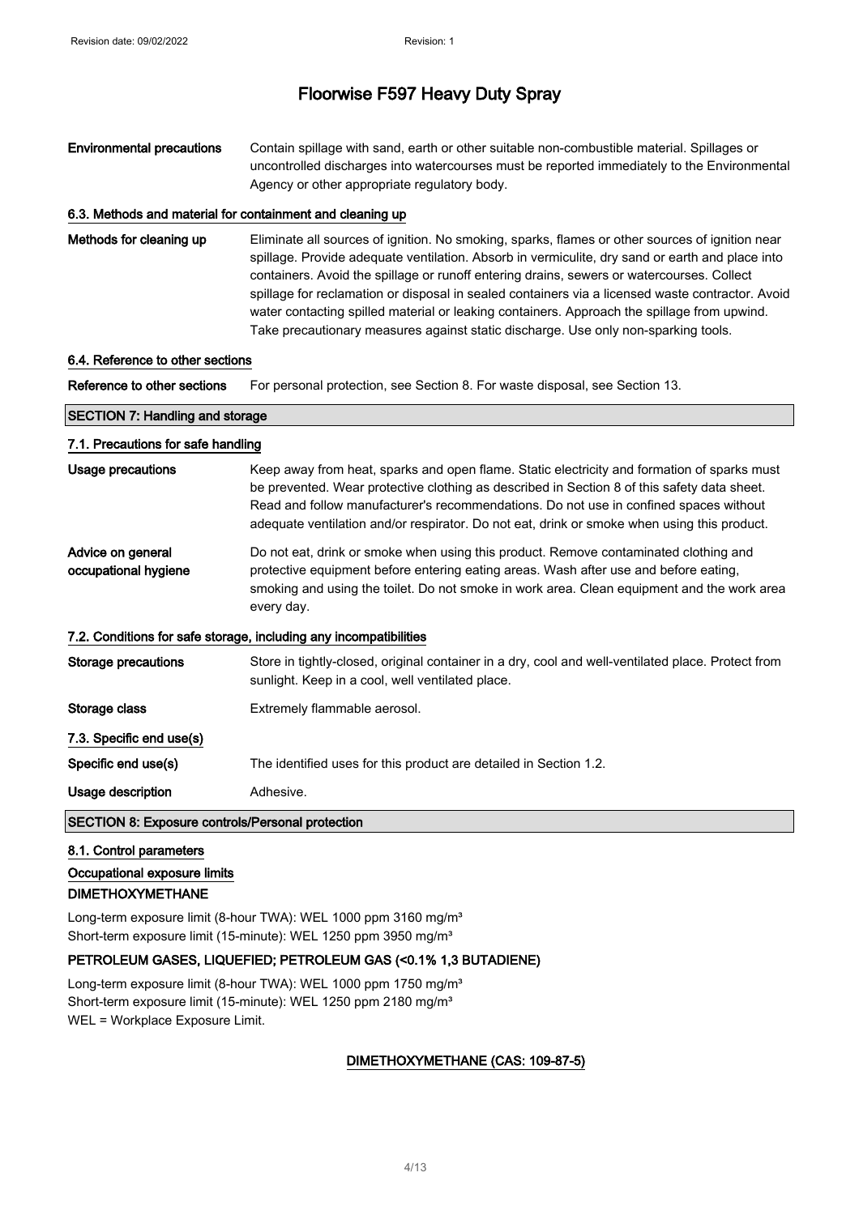| | |
|---|---|
| **Environmental precautions** | Contain spillage with sand, earth or other suitable non-combustible material. Spillages or uncontrolled discharges into watercourses must be reported immediately to the Environmental Agency or other appropriate regulatory body. |

### 6.3. Methods and material for containment and cleaning up

| | |
|---|---|
| **Methods for cleaning up** | Eliminate all sources of ignition. No smoking, sparks, flames or other sources of ignition near spillage. Provide adequate ventilation. Absorb in vermiculite, dry sand or earth and place into containers. Avoid the spillage or runoff entering drains, sewers or watercourses. Collect spillage for reclamation or disposal in sealed containers via a licensed waste contractor. Avoid water contacting spilled material or leaking containers. Approach the spillage from upwind. Take precautionary measures against static discharge. Use only non-sparking tools. |

### 6.4. Reference to other sections

| | |
|---|---|
| **Reference to other sections** | For personal protection, see Section 8. For waste disposal, see Section 13. |

## SECTION 7: Handling and storage

### 7.1. Precautions for safe handling

| | |
|---|---|
| **Usage precautions** | Keep away from heat, sparks and open flame. Static electricity and formation of sparks must be prevented. Wear protective clothing as described in Section 8 of this safety data sheet. Read and follow manufacturer's recommendations. Do not use in confined spaces without adequate ventilation and/or respirator. Do not eat, drink or smoke when using this product. |
| **Advice on general occupational hygiene** | Do not eat, drink or smoke when using this product. Remove contaminated clothing and protective equipment before entering eating areas. Wash after use and before eating, smoking and using the toilet. Do not smoke in work area. Clean equipment and the work area every day. |

### 7.2. Conditions for safe storage, including any incompatibilities

| | |
|---|---|
| **Storage precautions** | Store in tightly-closed, original container in a dry, cool and well-ventilated place. Protect from sunlight. Keep in a cool, well ventilated place. |
| **Storage class** | Extremely flammable aerosol. |

### 7.3. Specific end use(s)

| | |
|---|---|
| **Specific end use(s)** | The identified uses for this product are detailed in Section 1.2. |
| **Usage description** | Adhesive. |

## SECTION 8: Exposure controls/Personal protection

### 8.1. Control parameters

**Occupational exposure limits**

**DIMETHOXYMETHANE**

Long-term exposure limit (8-hour TWA): WEL 1000 ppm 3160 mg/m³
Short-term exposure limit (15-minute): WEL 1250 ppm 3950 mg/m³

**PETROLEUM GASES, LIQUEFIED; PETROLEUM GAS (<0.1% 1,3 BUTADIENE)**

Long-term exposure limit (8-hour TWA): WEL 1000 ppm 1750 mg/m³
Short-term exposure limit (15-minute): WEL 1250 ppm 2180 mg/m³
WEL = Workplace Exposure Limit.

**DIMETHOXYMETHANE (CAS: 109-87-5)**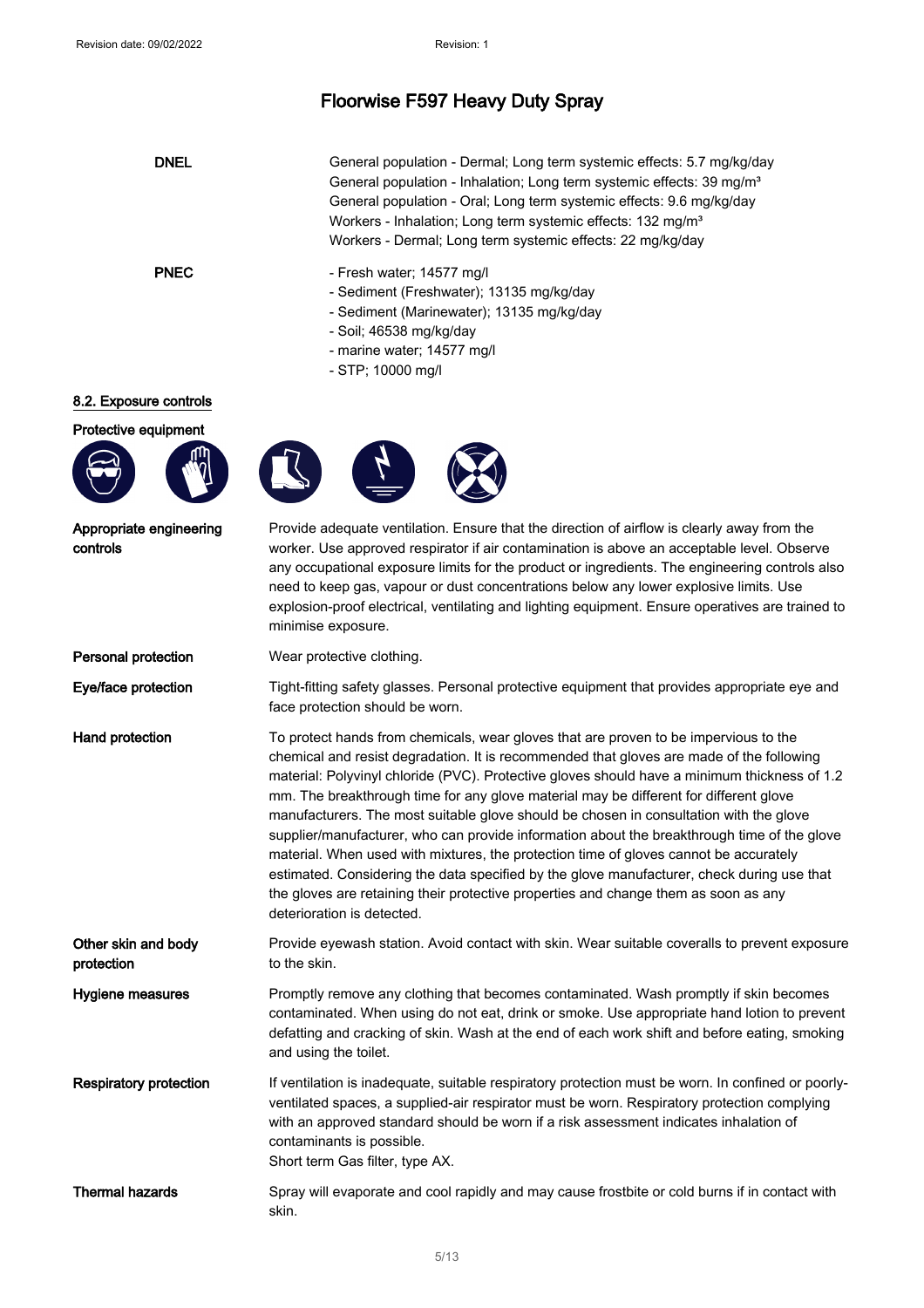# Floorwise F597 Heavy Duty Spray

**DNEL**

General population - Dermal; Long term systemic effects: 5.7 mg/kg/day
General population - Inhalation; Long term systemic effects: 39 mg/m³
General population - Oral; Long term systemic effects: 9.6 mg/kg/day
Workers - Inhalation; Long term systemic effects: 132 mg/m³
Workers - Dermal; Long term systemic effects: 22 mg/kg/day

**PNEC**

- Fresh water; 14577 mg/l
- Sediment (Freshwater); 13135 mg/kg/day
- Sediment (Marinewater); 13135 mg/kg/day
- Soil; 46538 mg/kg/day
- marine water; 14577 mg/l
- STP; 10000 mg/l

## 8.2. Exposure controls

**Protective equipment**

**Appropriate engineering controls**

Provide adequate ventilation. Ensure that the direction of airflow is clearly away from the worker. Use approved respirator if air contamination is above an acceptable level. Observe any occupational exposure limits for the product or ingredients. The engineering controls also need to keep gas, vapour or dust concentrations below any lower explosive limits. Use explosion-proof electrical, ventilating and lighting equipment. Ensure operatives are trained to minimise exposure.

**Personal protection**

Wear protective clothing.

**Eye/face protection**

Tight-fitting safety glasses. Personal protective equipment that provides appropriate eye and face protection should be worn.

**Hand protection**

To protect hands from chemicals, wear gloves that are proven to be impervious to the chemical and resist degradation. It is recommended that gloves are made of the following material: Polyvinyl chloride (PVC). Protective gloves should have a minimum thickness of 1.2 mm. The breakthrough time for any glove material may be different for different glove manufacturers. The most suitable glove should be chosen in consultation with the glove supplier/manufacturer, who can provide information about the breakthrough time of the glove material. When used with mixtures, the protection time of gloves cannot be accurately estimated. Considering the data specified by the glove manufacturer, check during use that the gloves are retaining their protective properties and change them as soon as any deterioration is detected.

**Other skin and body protection**

Provide eyewash station. Avoid contact with skin. Wear suitable coveralls to prevent exposure to the skin.

**Hygiene measures**

Promptly remove any clothing that becomes contaminated. Wash promptly if skin becomes contaminated. When using do not eat, drink or smoke. Use appropriate hand lotion to prevent defatting and cracking of skin. Wash at the end of each work shift and before eating, smoking and using the toilet.

**Respiratory protection**

If ventilation is inadequate, suitable respiratory protection must be worn. In confined or poorly-ventilated spaces, a supplied-air respirator must be worn. Respiratory protection complying with an approved standard should be worn if a risk assessment indicates inhalation of contaminants is possible.
Short term Gas filter, type AX.

**Thermal hazards**

Spray will evaporate and cool rapidly and may cause frostbite or cold burns if in contact with skin.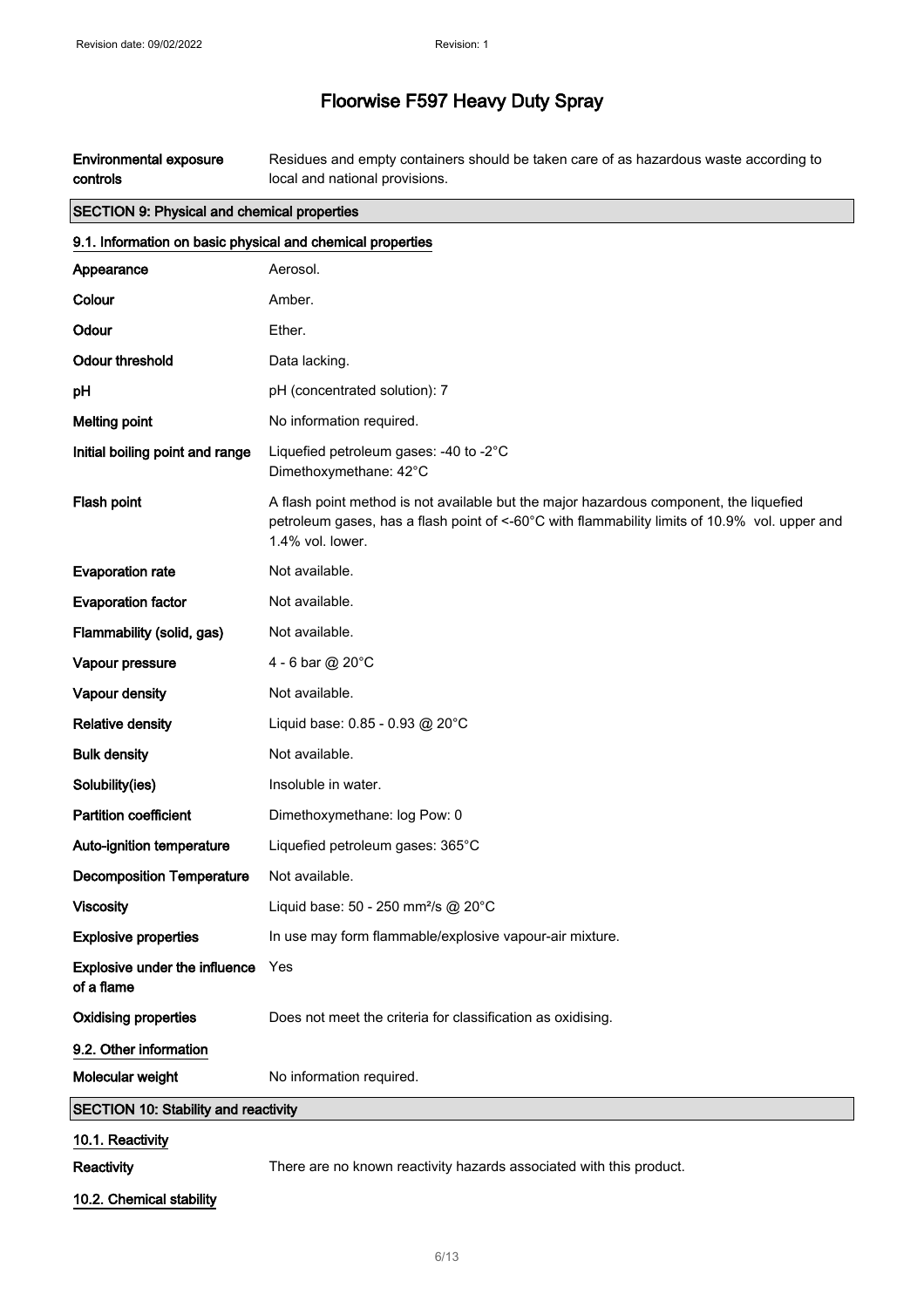# Floorwise F597 Heavy Duty Spray

| | |
|---|---|
| **Environmental exposure controls** | Residues and empty containers should be taken care of as hazardous waste according to local and national provisions. |

## SECTION 9: Physical and chemical properties

### 9.1. Information on basic physical and chemical properties

| | |
|---|---|
| **Appearance** | Aerosol. |
| **Colour** | Amber. |
| **Odour** | Ether. |
| **Odour threshold** | Data lacking. |
| **pH** | pH (concentrated solution): 7 |
| **Melting point** | No information required. |
| **Initial boiling point and range** | Liquefied petroleum gases: -40 to -2°C<br>Dimethoxymethane: 42°C |
| **Flash point** | A flash point method is not available but the major hazardous component, the liquefied petroleum gases, has a flash point of <-60°C with flammability limits of 10.9% vol. upper and 1.4% vol. lower. |
| **Evaporation rate** | Not available. |
| **Evaporation factor** | Not available. |
| **Flammability (solid, gas)** | Not available. |
| **Vapour pressure** | 4 - 6 bar @ 20°C |
| **Vapour density** | Not available. |
| **Relative density** | Liquid base: 0.85 - 0.93 @ 20°C |
| **Bulk density** | Not available. |
| **Solubility(ies)** | Insoluble in water. |
| **Partition coefficient** | Dimethoxymethane: log Pow: 0 |
| **Auto-ignition temperature** | Liquefied petroleum gases: 365°C |
| **Decomposition Temperature** | Not available. |
| **Viscosity** | Liquid base: 50 - 250 $mm^2/s$ @ 20°C |
| **Explosive properties** | In use may form flammable/explosive vapour-air mixture. |
| **Explosive under the influence of a flame** | Yes |
| **Oxidising properties** | Does not meet the criteria for classification as oxidising. |

### 9.2. Other information

| | |
|---|---|
| **Molecular weight** | No information required. |

## SECTION 10: Stability and reactivity

### 10.1. Reactivity

| | |
|---|---|
| **Reactivity** | There are no known reactivity hazards associated with this product. |

### 10.2. Chemical stability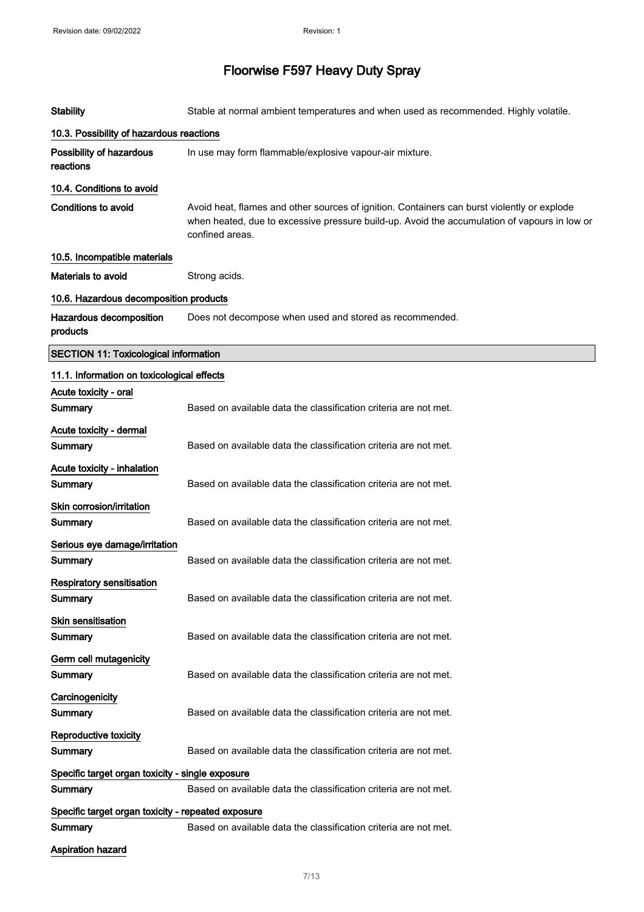| | |
|---|---|
| **Stability** | Stable at normal ambient temperatures and when used as recommended. Highly volatile. |

### 10.3. Possibility of hazardous reactions

| | |
|---|---|
| **Possibility of hazardous reactions** | In use may form flammable/explosive vapour-air mixture. |

### 10.4. Conditions to avoid

| | |
|---|---|
| **Conditions to avoid** | Avoid heat, flames and other sources of ignition. Containers can burst violently or explode when heated, due to excessive pressure build-up. Avoid the accumulation of vapours in low or confined areas. |

### 10.5. Incompatible materials

| | |
|---|---|
| **Materials to avoid** | Strong acids. |

### 10.6. Hazardous decomposition products

| | |
|---|---|
| **Hazardous decomposition products** | Does not decompose when used and stored as recommended. |

## SECTION 11: Toxicological information

### 11.1. Information on toxicological effects

**Acute toxicity - oral**

**Summary** Based on available data the classification criteria are not met.

**Acute toxicity - dermal**

**Summary** Based on available data the classification criteria are not met.

**Acute toxicity - inhalation**

**Summary** Based on available data the classification criteria are not met.

**Skin corrosion/irritation**

**Summary** Based on available data the classification criteria are not met.

**Serious eye damage/irritation**

**Summary** Based on available data the classification criteria are not met.

**Respiratory sensitisation**

**Summary** Based on available data the classification criteria are not met.

**Skin sensitisation**

**Summary** Based on available data the classification criteria are not met.

**Germ cell mutagenicity**

**Summary** Based on available data the classification criteria are not met.

**Carcinogenicity**

**Summary** Based on available data the classification criteria are not met.

**Reproductive toxicity**

**Summary** Based on available data the classification criteria are not met.

**Specific target organ toxicity - single exposure**

**Summary** Based on available data the classification criteria are not met.

**Specific target organ toxicity - repeated exposure**

**Summary** Based on available data the classification criteria are not met.

**Aspiration hazard**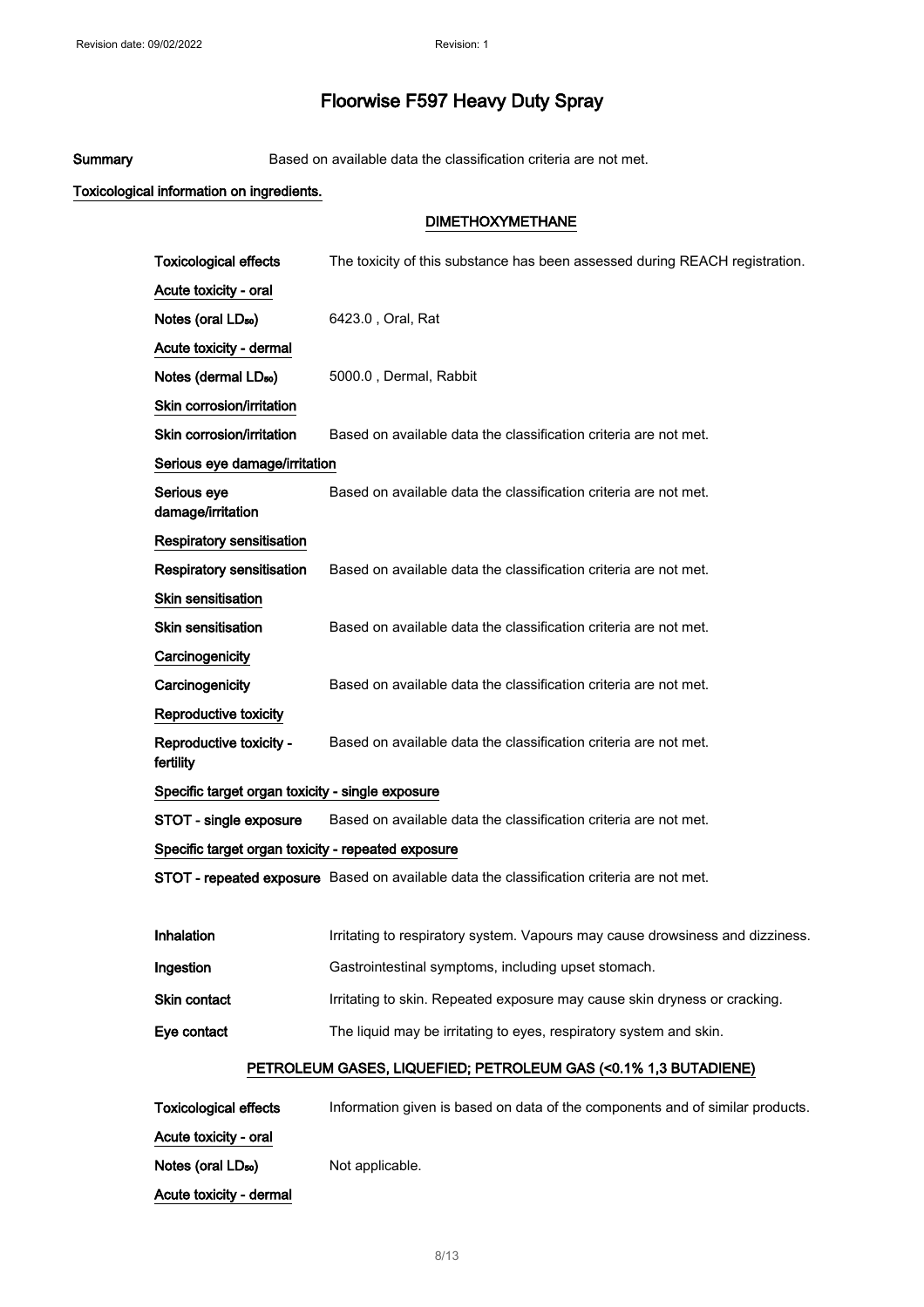# Floorwise F597 Heavy Duty Spray

**Summary** Based on available data the classification criteria are not met.

**Toxicological information on ingredients.**

### DIMETHOXYMETHANE

| | |
|---|---|
| **Toxicological effects** | The toxicity of this substance has been assessed during REACH registration. |
| **Acute toxicity - oral** | |
| **Notes (oral $LD_{50}$)** | 6423.0 , Oral, Rat |
| **Acute toxicity - dermal** | |
| **Notes (dermal $LD_{50}$)** | 5000.0 , Dermal, Rabbit |
| **Skin corrosion/irritation** | |
| **Skin corrosion/irritation** | Based on available data the classification criteria are not met. |
| **Serious eye damage/irritation** | |
| **Serious eye damage/irritation** | Based on available data the classification criteria are not met. |
| **Respiratory sensitisation** | |
| **Respiratory sensitisation** | Based on available data the classification criteria are not met. |
| **Skin sensitisation** | |
| **Skin sensitisation** | Based on available data the classification criteria are not met. |
| **Carcinogenicity** | |
| **Carcinogenicity** | Based on available data the classification criteria are not met. |
| **Reproductive toxicity** | |
| **Reproductive toxicity - fertility** | Based on available data the classification criteria are not met. |
| **Specific target organ toxicity - single exposure** | |
| **STOT - single exposure** | Based on available data the classification criteria are not met. |
| **Specific target organ toxicity - repeated exposure** | |
| **STOT - repeated exposure** | Based on available data the classification criteria are not met. |
| **Inhalation** | Irritating to respiratory system. Vapours may cause drowsiness and dizziness. |
| **Ingestion** | Gastrointestinal symptoms, including upset stomach. |
| **Skin contact** | Irritating to skin. Repeated exposure may cause skin dryness or cracking. |
| **Eye contact** | The liquid may be irritating to eyes, respiratory system and skin. |

### PETROLEUM GASES, LIQUEFIED; PETROLEUM GAS (<0.1% 1,3 BUTADIENE)

| | |
|---|---|
| **Toxicological effects** | Information given is based on data of the components and of similar products. |
| **Acute toxicity - oral** | |
| **Notes (oral $LD_{50}$)** | Not applicable. |
| **Acute toxicity - dermal** | |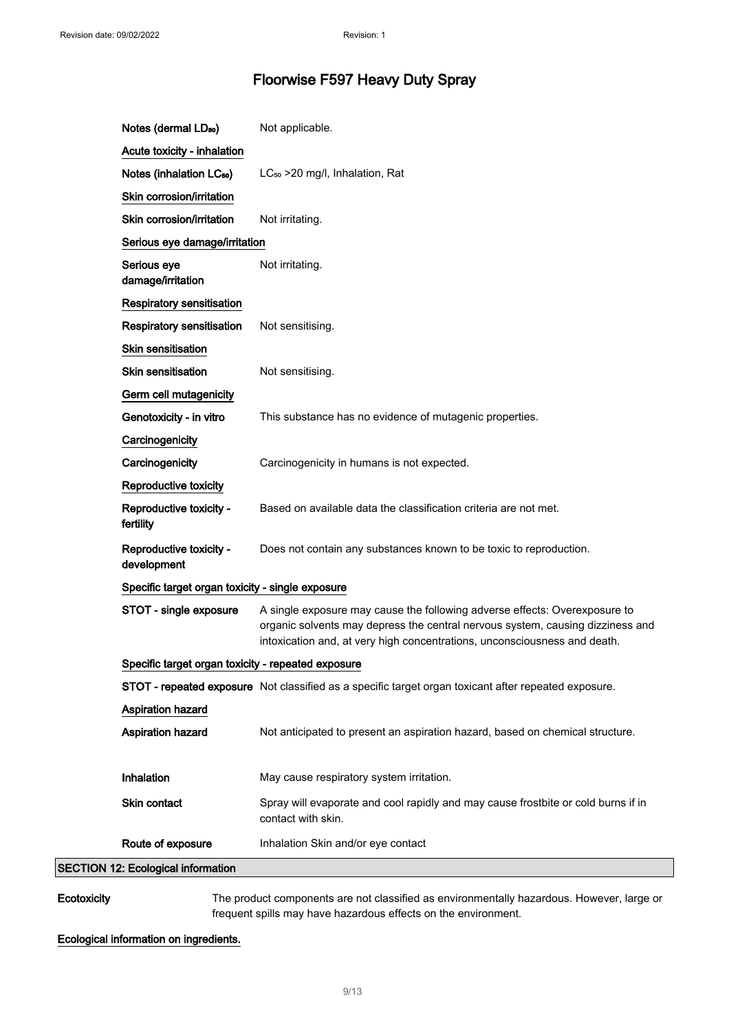**Notes (dermal $LD_{50}$)** Not applicable.

**Acute toxicity - inhalation**

**Notes (inhalation $LC_{50}$)** $LC_{50}$ >20 mg/l, Inhalation, Rat

**Skin corrosion/irritation**

**Skin corrosion/irritation** Not irritating.

**Serious eye damage/irritation**

**Serious eye damage/irritation** Not irritating.

**Respiratory sensitisation**

**Respiratory sensitisation** Not sensitising.

**Skin sensitisation**

**Skin sensitisation** Not sensitising.

**Germ cell mutagenicity**

**Genotoxicity - in vitro** This substance has no evidence of mutagenic properties.

**Carcinogenicity**

**Carcinogenicity** Carcinogenicity in humans is not expected.

**Reproductive toxicity**

**Reproductive toxicity - fertility** Based on available data the classification criteria are not met.

**Reproductive toxicity - development** Does not contain any substances known to be toxic to reproduction.

**Specific target organ toxicity - single exposure**

**STOT - single exposure** A single exposure may cause the following adverse effects: Overexposure to organic solvents may depress the central nervous system, causing dizziness and intoxication and, at very high concentrations, unconsciousness and death.

**Specific target organ toxicity - repeated exposure**

**STOT - repeated exposure** Not classified as a specific target organ toxicant after repeated exposure.

**Aspiration hazard**

**Aspiration hazard** Not anticipated to present an aspiration hazard, based on chemical structure.

**Inhalation** May cause respiratory system irritation.

**Skin contact** Spray will evaporate and cool rapidly and may cause frostbite or cold burns if in contact with skin.

**Route of exposure** Inhalation Skin and/or eye contact

## SECTION 12: Ecological information

**Ecotoxicity** The product components are not classified as environmentally hazardous. However, large or frequent spills may have hazardous effects on the environment.

**Ecological information on ingredients.**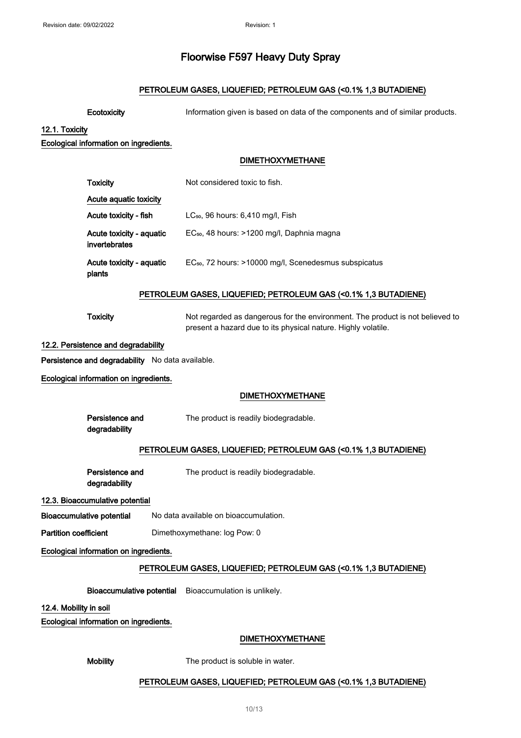**PETROLEUM GASES, LIQUEFIED; PETROLEUM GAS (<0.1% 1,3 BUTADIENE)**

**Ecotoxicity** Information given is based on data of the components and of similar products.

## 12.1. Toxicity

**Ecological information on ingredients.**

**DIMETHOXYMETHANE**

| | |
|---|---|
| **Toxicity** | Not considered toxic to fish. |
| **Acute aquatic toxicity** | |
| **Acute toxicity - fish** | $LC_{50}$, 96 hours: 6,410 mg/l, Fish |
| **Acute toxicity - aquatic invertebrates** | $EC_{50}$, 48 hours: >1200 mg/l, Daphnia magna |
| **Acute toxicity - aquatic plants** | $EC_{50}$, 72 hours: >10000 mg/l, Scenedesmus subspicatus |

**PETROLEUM GASES, LIQUEFIED; PETROLEUM GAS (<0.1% 1,3 BUTADIENE)**

**Toxicity** Not regarded as dangerous for the environment. The product is not believed to present a hazard due to its physical nature. Highly volatile.

## 12.2. Persistence and degradability

**Persistence and degradability** No data available.

**Ecological information on ingredients.**

**DIMETHOXYMETHANE**

**Persistence and degradability** The product is readily biodegradable.

**PETROLEUM GASES, LIQUEFIED; PETROLEUM GAS (<0.1% 1,3 BUTADIENE)**

**Persistence and degradability** The product is readily biodegradable.

## 12.3. Bioaccumulative potential

**Bioaccumulative potential** No data available on bioaccumulation.

**Partition coefficient** Dimethoxymethane: log Pow: 0

**Ecological information on ingredients.**

**PETROLEUM GASES, LIQUEFIED; PETROLEUM GAS (<0.1% 1,3 BUTADIENE)**

**Bioaccumulative potential** Bioaccumulation is unlikely.

## 12.4. Mobility in soil

**Ecological information on ingredients.**

**DIMETHOXYMETHANE**

**Mobility** The product is soluble in water.

**PETROLEUM GASES, LIQUEFIED; PETROLEUM GAS (<0.1% 1,3 BUTADIENE)**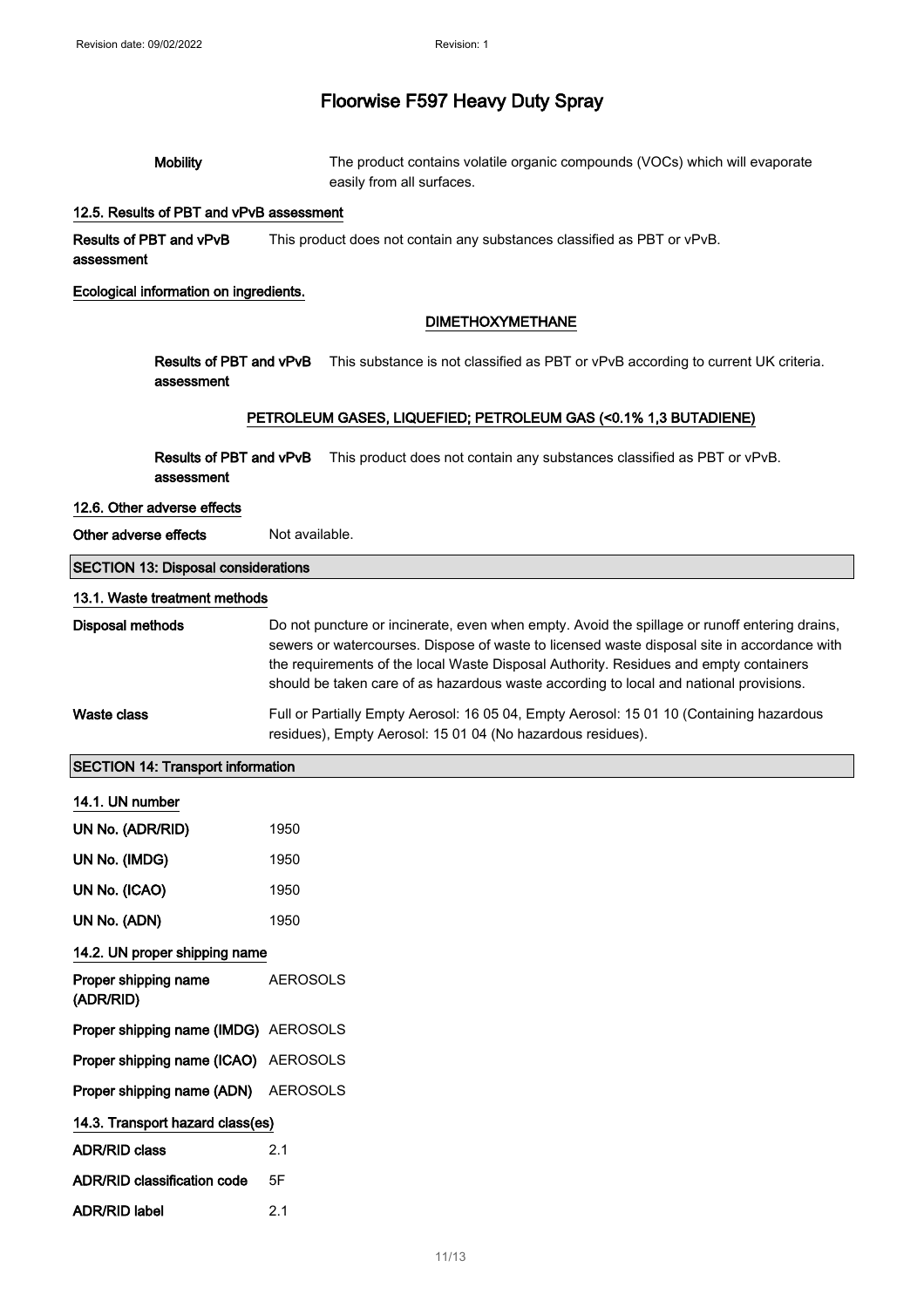**Mobility** The product contains volatile organic compounds (VOCs) which will evaporate easily from all surfaces.

### 12.5. Results of PBT and vPvB assessment

**Results of PBT and vPvB assessment** This product does not contain any substances classified as PBT or vPvB.

### Ecological information on ingredients.

#### DIMETHOXYMETHANE

**Results of PBT and vPvB assessment** This substance is not classified as PBT or vPvB according to current UK criteria.

#### PETROLEUM GASES, LIQUEFIED; PETROLEUM GAS (<0.1% 1,3 BUTADIENE)

**Results of PBT and vPvB assessment** This product does not contain any substances classified as PBT or vPvB.

### 12.6. Other adverse effects

**Other adverse effects** Not available.

## SECTION 13: Disposal considerations

### 13.1. Waste treatment methods

**Disposal methods** Do not puncture or incinerate, even when empty. Avoid the spillage or runoff entering drains, sewers or watercourses. Dispose of waste to licensed waste disposal site in accordance with the requirements of the local Waste Disposal Authority. Residues and empty containers should be taken care of as hazardous waste according to local and national provisions.

**Waste class** Full or Partially Empty Aerosol: 16 05 04, Empty Aerosol: 15 01 10 (Containing hazardous residues), Empty Aerosol: 15 01 04 (No hazardous residues).

## SECTION 14: Transport information

### 14.1. UN number

**UN No. (ADR/RID)** 1950

**UN No. (IMDG)** 1950

**UN No. (ICAO)** 1950

**UN No. (ADN)** 1950

### 14.2. UN proper shipping name

**Proper shipping name (ADR/RID)** AEROSOLS

**Proper shipping name (IMDG)** AEROSOLS

**Proper shipping name (ICAO)** AEROSOLS

**Proper shipping name (ADN)** AEROSOLS

### 14.3. Transport hazard class(es)

**ADR/RID class** 2.1

**ADR/RID classification code** 5F

**ADR/RID label** 2.1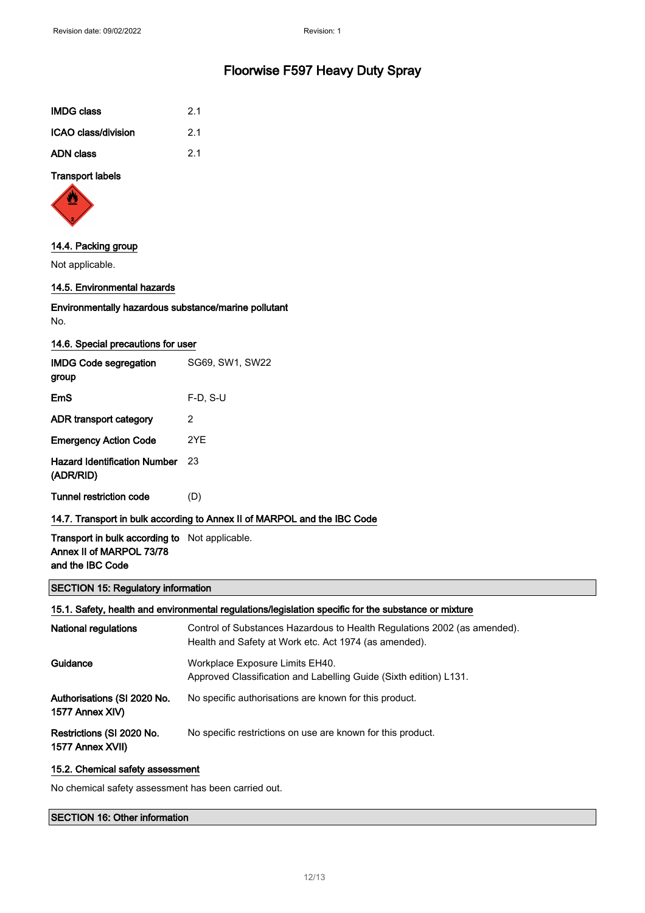# Floorwise F597 Heavy Duty Spray

| | |
|---|---|
| **IMDG class** | 2.1 |
| **ICAO class/division** | 2.1 |
| **ADN class** | 2.1 |

**Transport labels**

### 14.4. Packing group

Not applicable.

### 14.5. Environmental hazards

**Environmentally hazardous substance/marine pollutant**

No.

### 14.6. Special precautions for user

| | |
|---|---|
| **IMDG Code segregation group** | SG69, SW1, SW22 |
| **EmS** | F-D, S-U |
| **ADR transport category** | 2 |
| **Emergency Action Code** | 2YE |
| **Hazard Identification Number (ADR/RID)** | 23 |
| **Tunnel restriction code** | (D) |

### 14.7. Transport in bulk according to Annex II of MARPOL and the IBC Code

| | |
|---|---|
| **Transport in bulk according to Annex II of MARPOL 73/78 and the IBC Code** | Not applicable. |

## SECTION 15: Regulatory information

### 15.1. Safety, health and environmental regulations/legislation specific for the substance or mixture

| | |
|---|---|
| **National regulations** | Control of Substances Hazardous to Health Regulations 2002 (as amended). Health and Safety at Work etc. Act 1974 (as amended). |
| **Guidance** | Workplace Exposure Limits EH40. Approved Classification and Labelling Guide (Sixth edition) L131. |
| **Authorisations (SI 2020 No. 1577 Annex XIV)** | No specific authorisations are known for this product. |
| **Restrictions (SI 2020 No. 1577 Annex XVII)** | No specific restrictions on use are known for this product. |

### 15.2. Chemical safety assessment

No chemical safety assessment has been carried out.

## SECTION 16: Other information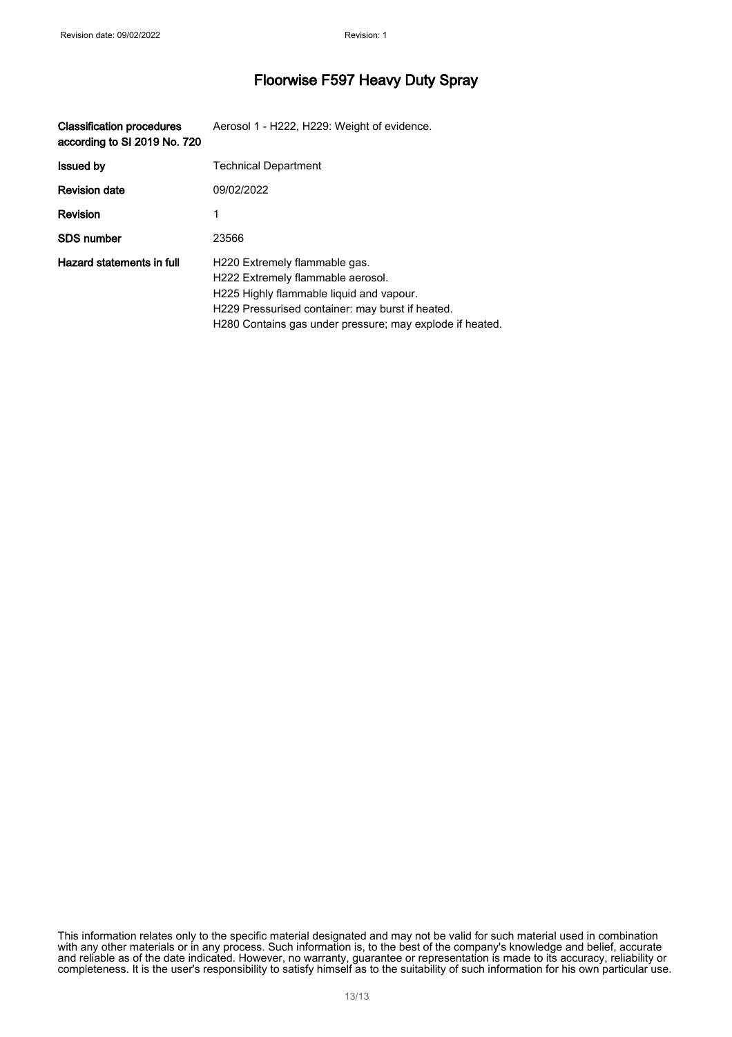# Floorwise F597 Heavy Duty Spray

| | |
|---|---|
| **Classification procedures according to SI 2019 No. 720** | Aerosol 1 - H222, H229: Weight of evidence. |
| **Issued by** | Technical Department |
| **Revision date** | 09/02/2022 |
| **Revision** | 1 |
| **SDS number** | 23566 |
| **Hazard statements in full** | H220 Extremely flammable gas.<br>H222 Extremely flammable aerosol.<br>H225 Highly flammable liquid and vapour.<br>H229 Pressurised container: may burst if heated.<br>H280 Contains gas under pressure; may explode if heated. |

This information relates only to the specific material designated and may not be valid for such material used in combination with any other materials or in any process. Such information is, to the best of the company's knowledge and belief, accurate and reliable as of the date indicated. However, no warranty, guarantee or representation is made to its accuracy, reliability or completeness. It is the user's responsibility to satisfy himself as to the suitability of such information for his own particular use.